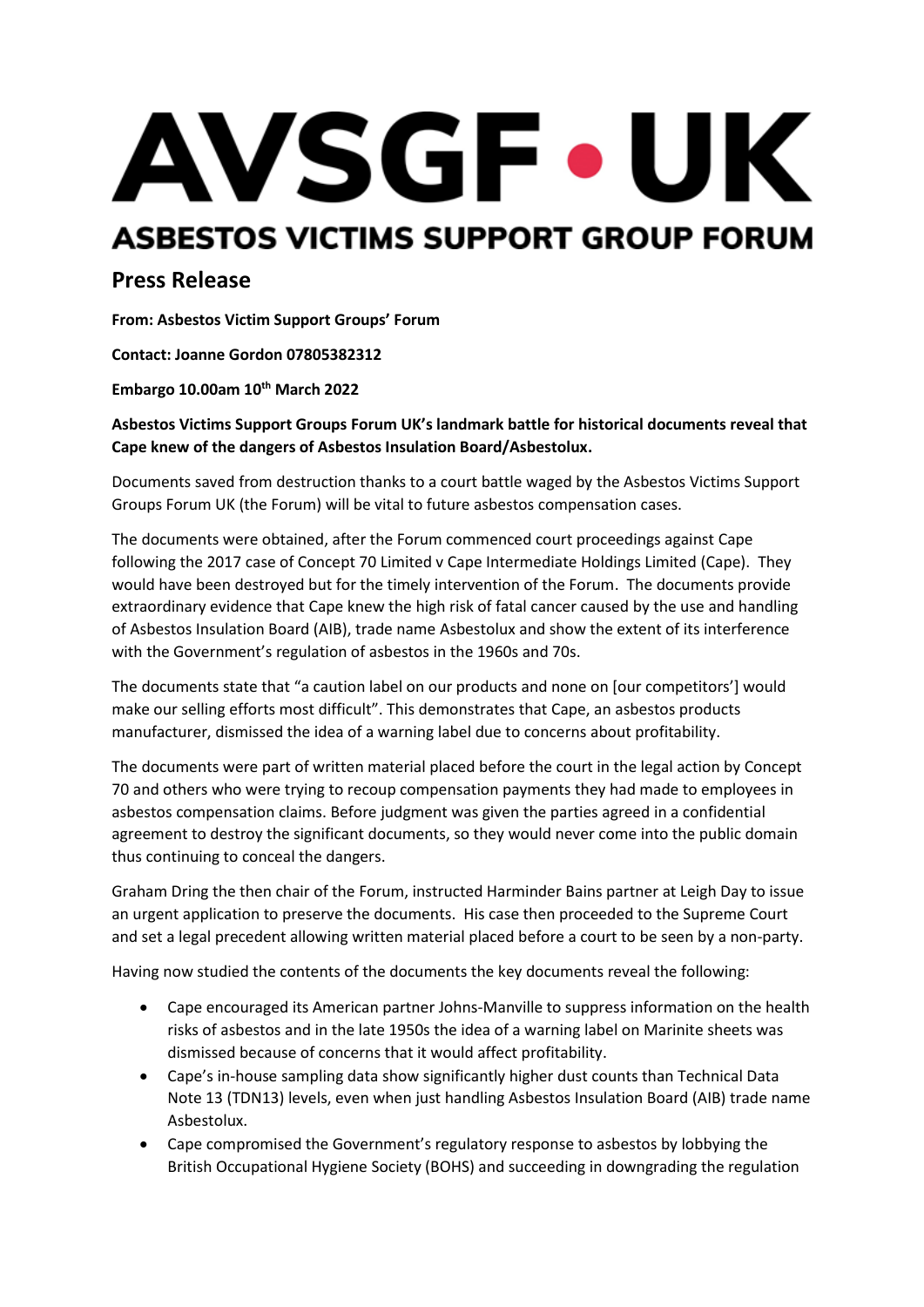# AVSGF • UK

## ASBESTOS VICTIMS SUPPORT GROUP FORUM

## Press Release

**From: Asbestos Victim Support Groups' Forum**

**Contact: Joanne Gordon 07805382312**

**Embargo 10.00am 10th March 2022**

**Asbestos Victims Support Groups Forum UK's landmark battle for historical documents reveal that Cape knew of the dangers of Asbestos Insulation Board/Asbestolux.**

Documents saved from destruction thanks to a court battle waged by the Asbestos Victims Support Groups Forum UK (the Forum) will be vital to future asbestos compensation cases.

The documents were obtained, after the Forum commenced court proceedings against Cape following the 2017 case of Concept 70 Limited v Cape Intermediate Holdings Limited (Cape). They would have been destroyed but for the timely intervention of the Forum. The documents provide extraordinary evidence that Cape knew the high risk of fatal cancer caused by the use and handling of Asbestos Insulation Board (AIB), trade name Asbestolux and show the extent of its interference with the Government's regulation of asbestos in the 1960s and 70s.

The documents state that "a caution label on our products and none on [our competitors'] would make our selling efforts most difficult". This demonstrates that Cape, an asbestos products manufacturer, dismissed the idea of a warning label due to concerns about profitability.

The documents were part of written material placed before the court in the legal action by Concept 70 and others who were trying to recoup compensation payments they had made to employees in asbestos compensation claims. Before judgment was given the parties agreed in a confidential agreement to destroy the significant documents, so they would never come into the public domain thus continuing to conceal the dangers.

Graham Dring the then chair of the Forum, instructed Harminder Bains partner at Leigh Day to issue an urgent application to preserve the documents. His case then proceeded to the Supreme Court and set a legal precedent allowing written material placed before a court to be seen by a non-party.

Having now studied the contents of the documents the key documents reveal the following:

- Cape encouraged its American partner Johns-Manville to suppress information on the health risks of asbestos and in the late 1950s the idea of a warning label on Marinite sheets was dismissed because of concerns that it would affect profitability.
- Cape's in-house sampling data show significantly higher dust counts than Technical Data Note 13 (TDN13) levels, even when just handling Asbestos Insulation Board (AIB) trade name Asbestolux.
- Cape compromised the Government's regulatory response to asbestos by lobbying the British Occupational Hygiene Society (BOHS) and succeeding in downgrading the regulation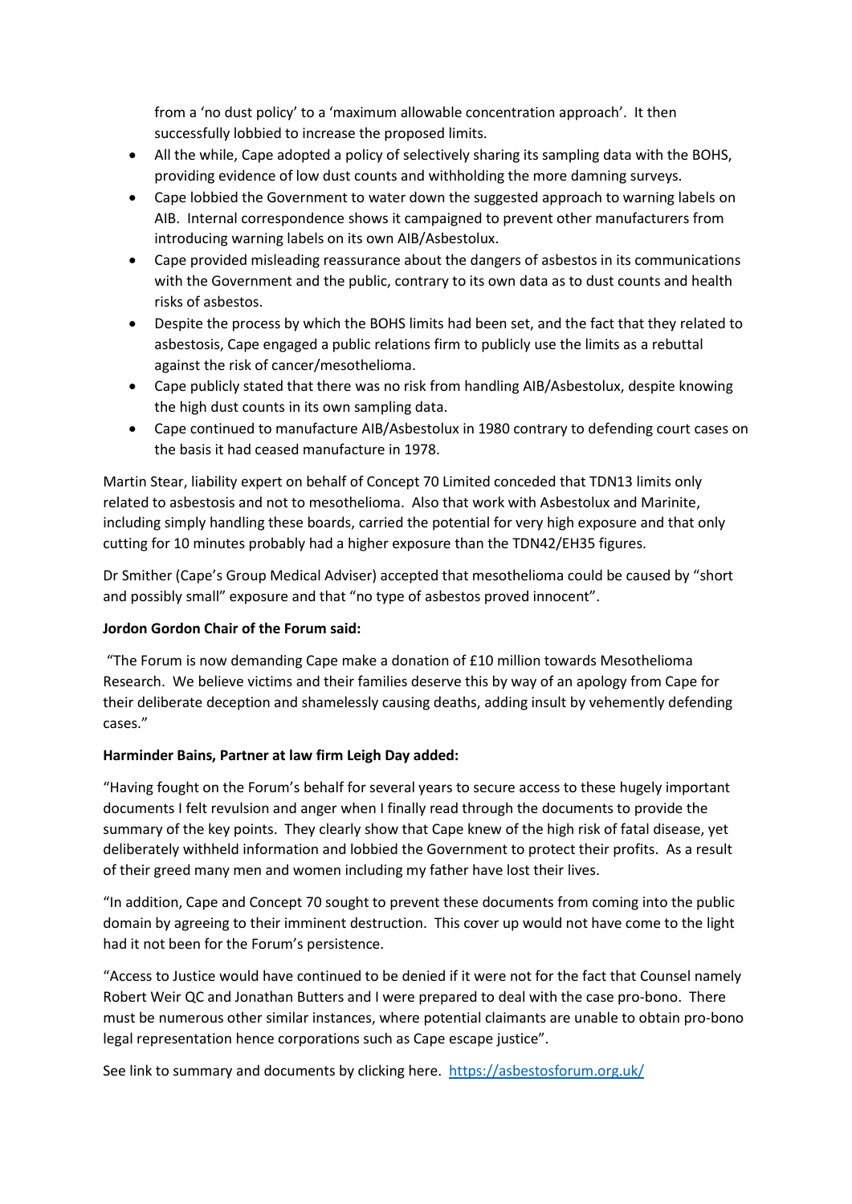from a 'no dust policy' to a 'maximum allowable concentration approach'. It then successfully lobbied to increase the proposed limits.

- All the while, Cape adopted a policy of selectively sharing its sampling data with the BOHS, providing evidence of low dust counts and withholding the more damning surveys.
- Cape lobbied the Government to water down the suggested approach to warning labels on AIB. Internal correspondence shows it campaigned to prevent other manufacturers from introducing warning labels on its own AIB/Asbestolux.
- Cape provided misleading reassurance about the dangers of asbestos in its communications with the Government and the public, contrary to its own data as to dust counts and health risks of asbestos.
- Despite the process by which the BOHS limits had been set, and the fact that they related to asbestosis, Cape engaged a public relations firm to publicly use the limits as a rebuttal against the risk of cancer/mesothelioma.
- Cape publicly stated that there was no risk from handling AIB/Asbestolux, despite knowing the high dust counts in its own sampling data.
- Cape continued to manufacture AIB/Asbestolux in 1980 contrary to defending court cases on the basis it had ceased manufacture in 1978.

Martin Stear, liability expert on behalf of Concept 70 Limited conceded that TDN13 limits only related to asbestosis and not to mesothelioma. Also that work with Asbestolux and Marinite, including simply handling these boards, carried the potential for very high exposure and that only cutting for 10 minutes probably had a higher exposure than the TDN42/EH35 figures.

Dr Smither (Cape's Group Medical Adviser) accepted that mesothelioma could be caused by "short and possibly small" exposure and that "no type of asbestos proved innocent".

**Jordon Gordon Chair of the Forum said:**

"The Forum is now demanding Cape make a donation of £10 million towards Mesothelioma Research. We believe victims and their families deserve this by way of an apology from Cape for their deliberate deception and shamelessly causing deaths, adding insult by vehemently defending cases."

**Harminder Bains, Partner at law firm Leigh Day added:**

"Having fought on the Forum's behalf for several years to secure access to these hugely important documents I felt revulsion and anger when I finally read through the documents to provide the summary of the key points. They clearly show that Cape knew of the high risk of fatal disease, yet deliberately withheld information and lobbied the Government to protect their profits. As a result of their greed many men and women including my father have lost their lives.

"In addition, Cape and Concept 70 sought to prevent these documents from coming into the public domain by agreeing to their imminent destruction. This cover up would not have come to the light had it not been for the Forum's persistence.

"Access to Justice would have continued to be denied if it were not for the fact that Counsel namely Robert Weir QC and Jonathan Butters and I were prepared to deal with the case pro-bono. There must be numerous other similar instances, where potential claimants are unable to obtain pro-bono legal representation hence corporations such as Cape escape justice".

See link to summary and documents by clicking here. https://asbestosforum.org.uk/